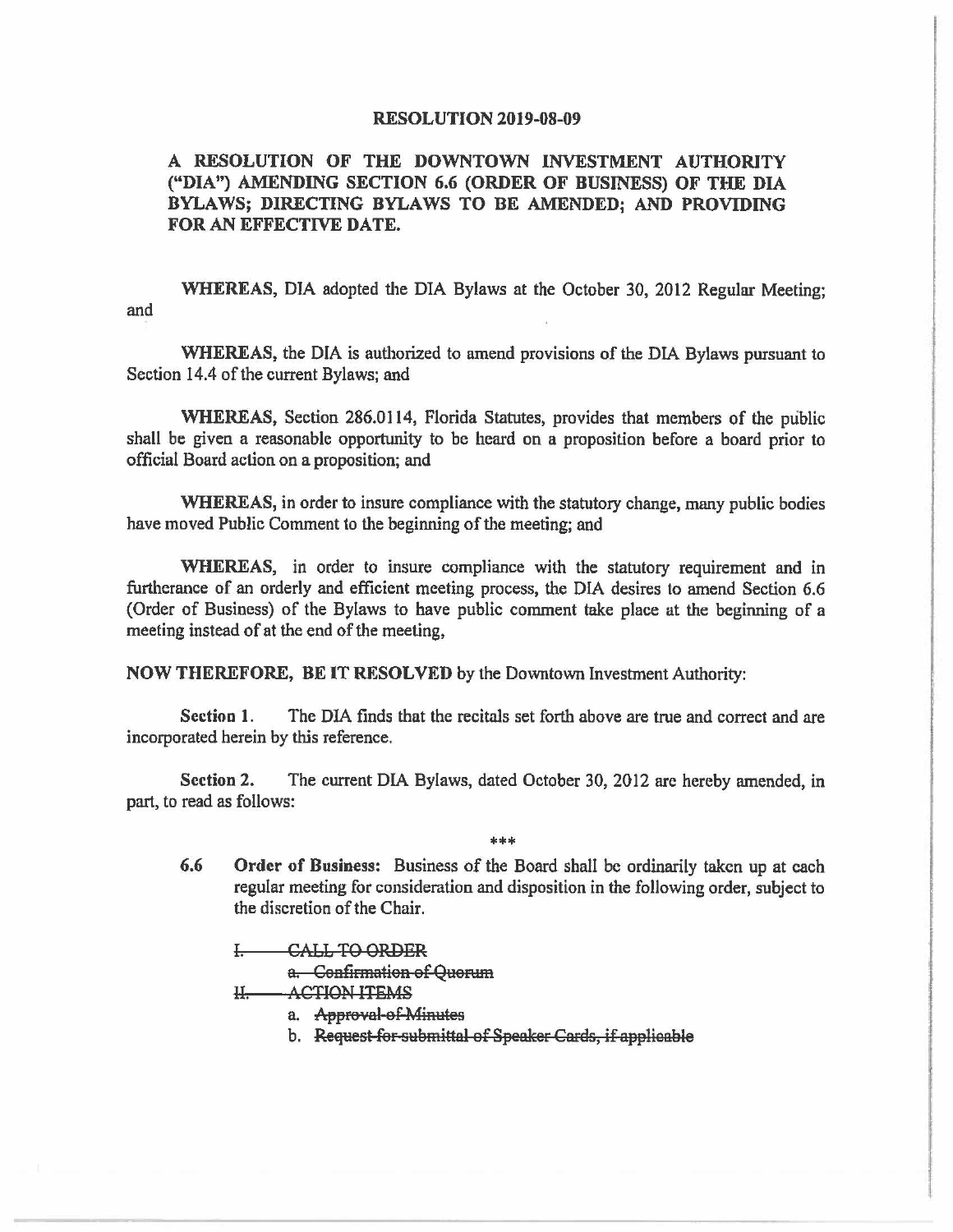**RESOLUTION 2019-08-09**

**A RESOLUTION OF THE DOWNTOWN INVESTMENT AUTHORITY ("DIA") AMENDING SECTION 6.6 (ORDER OF BUSINESS) OF THE DIA BYLAWS; DIRECTING BYLAWS TO BE AMENDED; AND PROVIDING FOR AN EFFECTIVE DATE.**

**WHEREAS,** DIA adopted the DIA Bylaws at the October 30, 2012 Regular Meeting; and

**WHEREAS,** the DIA is authorized to amend provisions of the DIA Bylaws pursuant to Section 14.4 of the current Bylaws; and

**WHEREAS,** Section 286.0114, Florida Statutes, provides that members of the public shall be given a reasonable opportunity to be heard on a proposition before a board prior to official Board action on a proposition; and

**WHEREAS,** in order to insure compliance with the statutory change, many public bodies have moved Public Comment to the beginning of the meeting; and

**WHEREAS,** in order to insure compliance with the statutory requirement and in furtherance of an orderly and efficient meeting process, the DIA desires to amend Section 6.6 (Order of Business) of the Bylaws to have public comment take place at the beginning of a meeting instead of at the end of the meeting,

**NOW THEREFORE, BE IT RESOLVED** by the Downtown Investment Authority:

**Section 1.** The DIA finds that the recitals set forth above are true and correct and are incorporated herein by this reference.

**Section 2.** The current DIA Bylaws, dated October 30, 2012 are hereby amended, in part, to read as follows:

\*\*\*

**6.6 Order of Business:** Business of the Board shall be ordinarily taken up at each regular meeting for consideration and disposition in the following order, subject to the discretion of the Chair.

~~I. CALL TO ORDER~~
  ~~a. Confirmation of Quorum~~
~~II. ACTION ITEMS~~
  a. ~~Approval of Minutes~~
  b. ~~Request for submittal of Speaker Cards, if applicable~~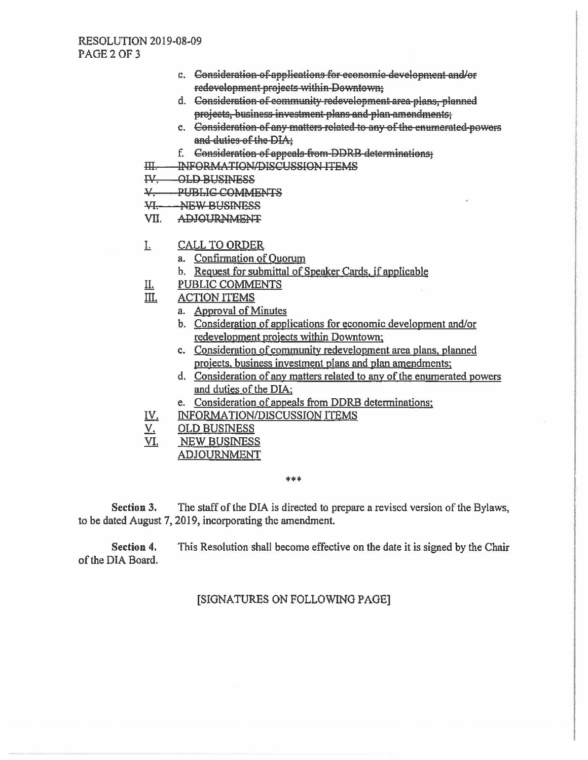c. ~~Consideration of applications for economic development and/or redevelopment projects within Downtown;~~
d. ~~Consideration of community redevelopment area plans, planned projects, business investment plans and plan amendments;~~
e. ~~Consideration of any matters related to any of the enumerated powers and duties of the DIA;~~
f. ~~Consideration of appeals from DDRB determinations;~~

~~III. INFORMATION/DISCUSSION ITEMS~~

~~IV. OLD BUSINESS~~

~~V. PUBLIC COMMENTS~~

~~VI. NEW BUSINESS~~

VII. ~~ADJOURNMENT~~

<u>I.</u> <u>CALL TO ORDER</u>

a. <u>Confirmation of Quorum</u>
b. <u>Request for submittal of Speaker Cards, if applicable</u>

<u>II.</u> <u>PUBLIC COMMENTS</u>

<u>III.</u> <u>ACTION ITEMS</u>

a. <u>Approval of Minutes</u>
b. <u>Consideration of applications for economic development and/or redevelopment projects within Downtown;</u>
c. <u>Consideration of community redevelopment area plans, planned projects, business investment plans and plan amendments;</u>
d. <u>Consideration of any matters related to any of the enumerated powers and duties of the DIA;</u>
e. <u>Consideration of appeals from DDRB determinations;</u>

<u>IV.</u> <u>INFORMATION/DISCUSSION ITEMS</u>

<u>V.</u> <u>OLD BUSINESS</u>

<u>VI.</u> <u>NEW BUSINESS</u>

<u>ADJOURNMENT</u>

***

**Section 3.** The staff of the DIA is directed to prepare a revised version of the Bylaws, to be dated August 7, 2019, incorporating the amendment.

**Section 4.** This Resolution shall become effective on the date it is signed by the Chair of the DIA Board.

[SIGNATURES ON FOLLOWING PAGE]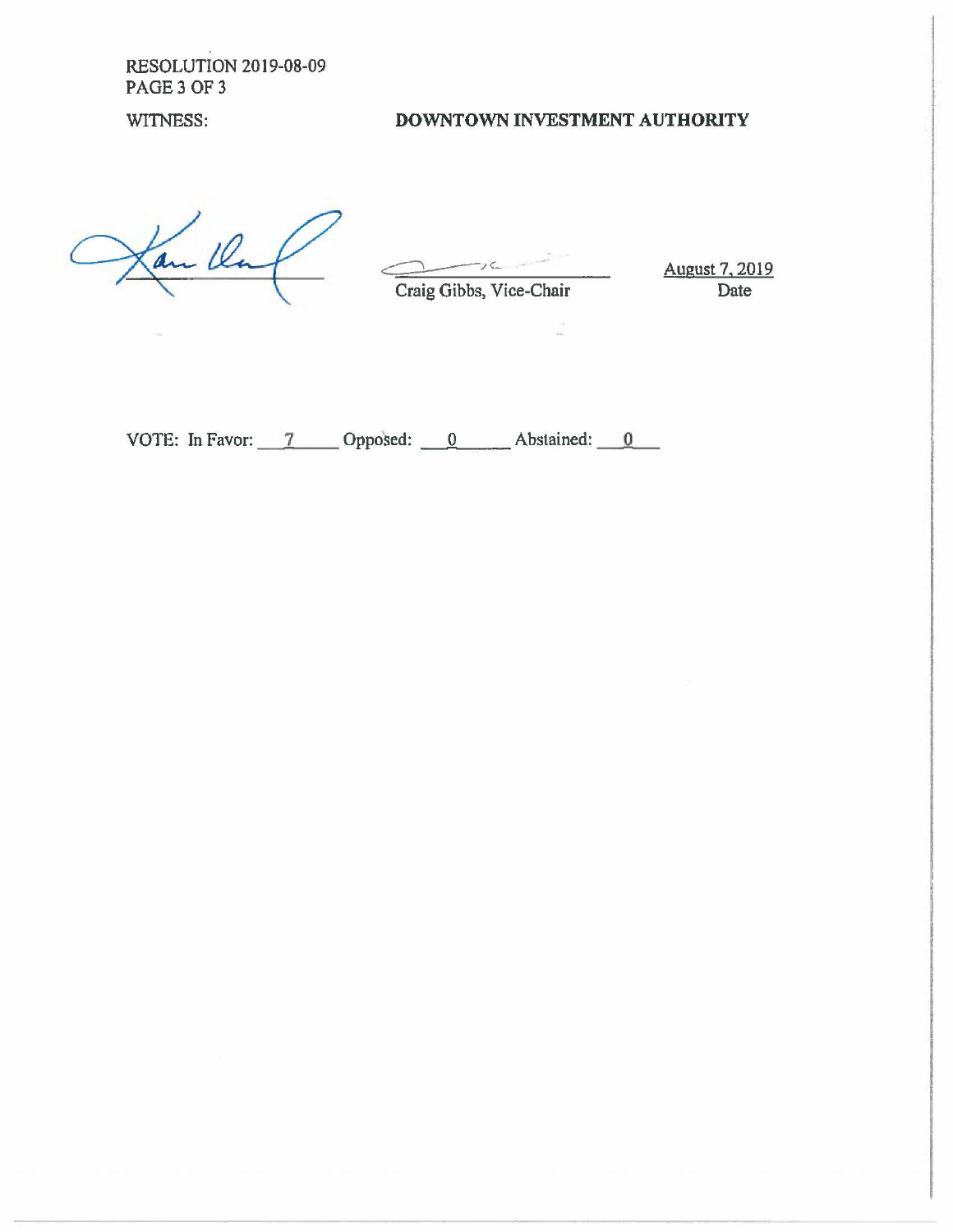RESOLUTION 2019-08-09
PAGE 3 OF 3

WITNESS: **DOWNTOWN INVESTMENT AUTHORITY**

Craig Gibbs, Vice-Chair

August 7, 2019
Date

VOTE: In Favor: 7 Opposed: 0 Abstained: 0